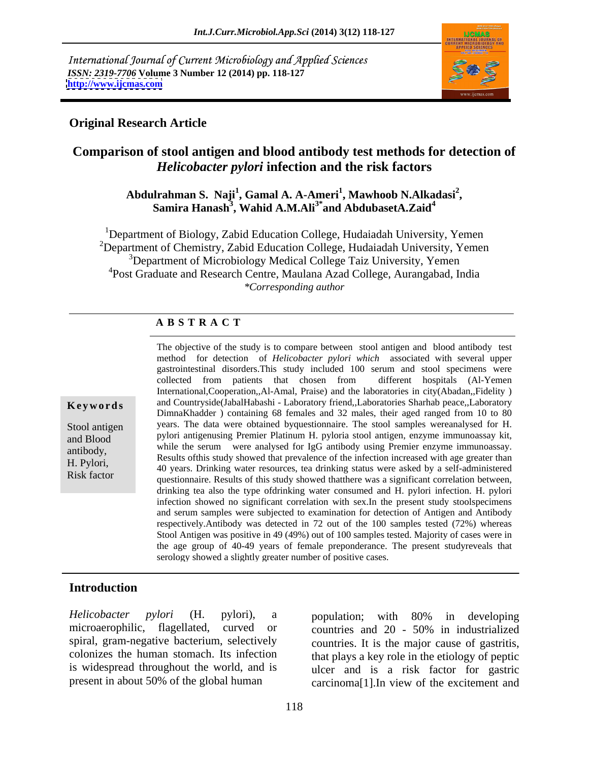International Journal of Current Microbiology and Applied Sciences
*ISSN: 2319-7706* **Volume 3 Number 12 (2014) pp. 118-127**
**http://www.ijcmas.com**

**Original Research Article**

# Comparison of stool antigen and blood antibody test methods for detection of *Helicobacter pylori* infection and the risk factors

**Abdulrahman S. Naji[1], Gamal A. A-Ameri[1], Mawhoob N.Alkadasi[2], Samira Hanash[3], Wahid A.M.Ali[3*] and AbdubasetA.Zaid[4]**

[1]Department of Biology, Zabid Education College, Hudaiadah University, Yemen
[2]Department of Chemistry, Zabid Education College, Hudaiadah University, Yemen
[3]Department of Microbiology Medical College Taiz University, Yemen
[4]Post Graduate and Research Centre, Maulana Azad College, Aurangabad, India
*\*Corresponding author*

## A B S T R A C T

**Keywords**

Stool antigen and Blood antibody, H. Pylori, Risk factor

The objective of the study is to compare between stool antigen and blood antibody test method for detection of *Helicobacter pylori which* associated with several upper gastrointestinal disorders.This study included 100 serum and stool specimens were collected from patients that chosen from different hospitals (Al-Yemen International,Cooperation,,Al-Amal, Praise) and the laboratories in city(Abadan,,Fidelity ) and Countryside(JabalHabashi - Laboratory friend,,Laboratories Sharhab peace,,Laboratory DimnaKhadder ) containing 68 females and 32 males, their aged ranged from 10 to 80 years. The data were obtained byquestionnaire. The stool samples wereanalysed for H. pylori antigenusing Premier Platinum H. pyloria stool antigen, enzyme immunoassay kit, while the serum were analysed for IgG antibody using Premier enzyme immunoassay. Results ofthis study showed that prevalence of the infection increased with age greater than 40 years. Drinking water resources, tea drinking status were asked by a self-administered questionnaire. Results of this study showed thatthere was a significant correlation between, drinking tea also the type ofdrinking water consumed and H. pylori infection. H. pylori infection showed no significant correlation with sex.In the present study stoolspecimens and serum samples were subjected to examination for detection of Antigen and Antibody respectively.Antibody was detected in 72 out of the 100 samples tested (72%) whereas Stool Antigen was positive in 49 (49%) out of 100 samples tested. Majority of cases were in the age group of 40-49 years of female preponderance. The present studyreveals that serology showed a slightly greater number of positive cases.

## Introduction

*Helicobacter pylori* (H. pylori), a microaerophilic, flagellated, curved or spiral, gram-negative bacterium, selectively colonizes the human stomach. Its infection is widespread throughout the world, and is present in about 50% of the global human population; with 80% in developing countries and 20 - 50% in industrialized countries. It is the major cause of gastritis, that plays a key role in the etiology of peptic ulcer and is a risk factor for gastric carcinoma[1].In view of the excitement and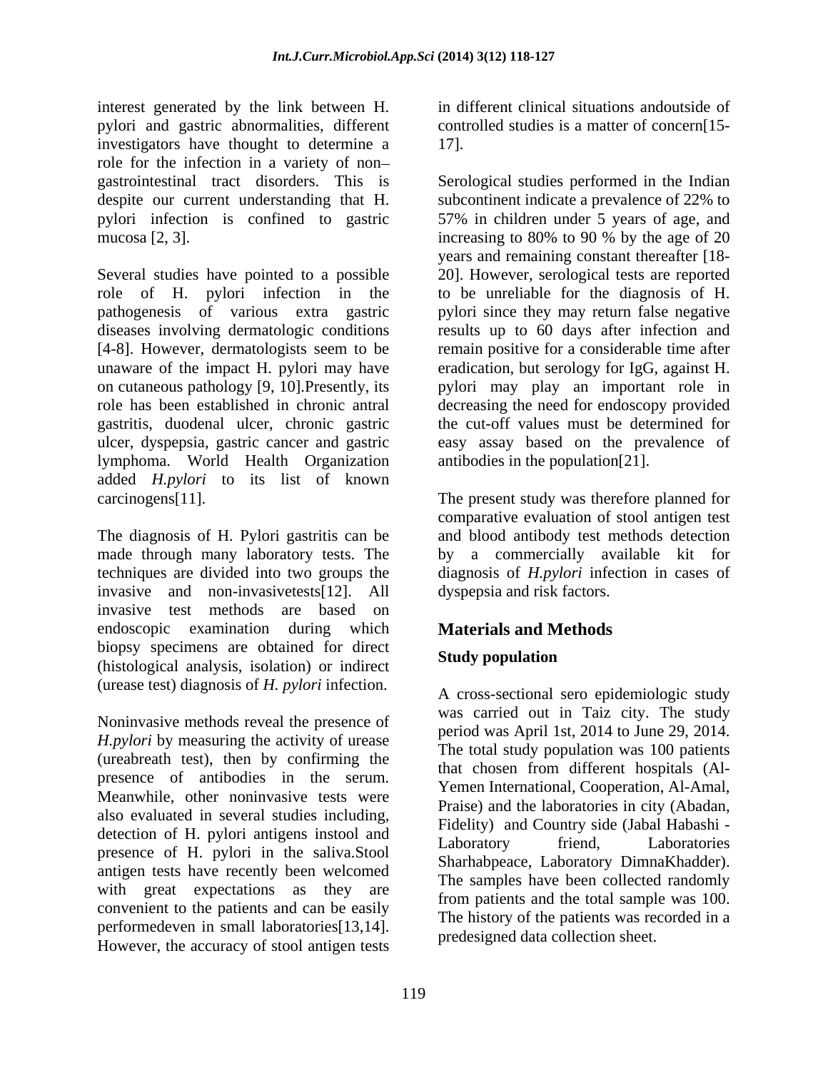interest generated by the link between H. pylori and gastric abnormalities, different investigators have thought to determine a role for the infection in a variety of non– gastrointestinal tract disorders. This is despite our current understanding that H. pylori infection is confined to gastric mucosa [2, 3].

Several studies have pointed to a possible role of H. pylori infection in the pathogenesis of various extra gastric diseases involving dermatologic conditions [4-8]. However, dermatologists seem to be unaware of the impact H. pylori may have on cutaneous pathology [9, 10].Presently, its role has been established in chronic antral gastritis, duodenal ulcer, chronic gastric ulcer, dyspepsia, gastric cancer and gastric lymphoma. World Health Organization added *H.pylori* to its list of known carcinogens[11].

The diagnosis of H. Pylori gastritis can be made through many laboratory tests. The techniques are divided into two groups the invasive and non-invasivetests[12]. All invasive test methods are based on endoscopic examination during which biopsy specimens are obtained for direct (histological analysis, isolation) or indirect (urease test) diagnosis of *H. pylori* infection.

Noninvasive methods reveal the presence of *H.pylori* by measuring the activity of urease (ureabreath test), then by confirming the presence of antibodies in the serum. Meanwhile, other noninvasive tests were also evaluated in several studies including, detection of H. pylori antigens instool and presence of H. pylori in the saliva.Stool antigen tests have recently been welcomed with great expectations as they are convenient to the patients and can be easily performedeven in small laboratories[13,14]. However, the accuracy of stool antigen tests in different clinical situations andoutside of controlled studies is a matter of concern[15-17].

Serological studies performed in the Indian subcontinent indicate a prevalence of 22% to 57% in children under 5 years of age, and increasing to 80% to 90 % by the age of 20 years and remaining constant thereafter [18-20]. However, serological tests are reported to be unreliable for the diagnosis of H. pylori since they may return false negative results up to 60 days after infection and remain positive for a considerable time after eradication, but serology for IgG, against H. pylori may play an important role in decreasing the need for endoscopy provided the cut-off values must be determined for easy assay based on the prevalence of antibodies in the population[21].

The present study was therefore planned for comparative evaluation of stool antigen test and blood antibody test methods detection by a commercially available kit for diagnosis of *H.pylori* infection in cases of dyspepsia and risk factors.

## Materials and Methods

### Study population

A cross-sectional sero epidemiologic study was carried out in Taiz city. The study period was April 1st, 2014 to June 29, 2014. The total study population was 100 patients that chosen from different hospitals (Al-Yemen International, Cooperation, Al-Amal, Praise) and the laboratories in city (Abadan, Fidelity) and Country side (Jabal Habashi - Laboratory friend, Laboratories Sharhabpeace, Laboratory DimnaKhadder). The samples have been collected randomly from patients and the total sample was 100. The history of the patients was recorded in a predesigned data collection sheet.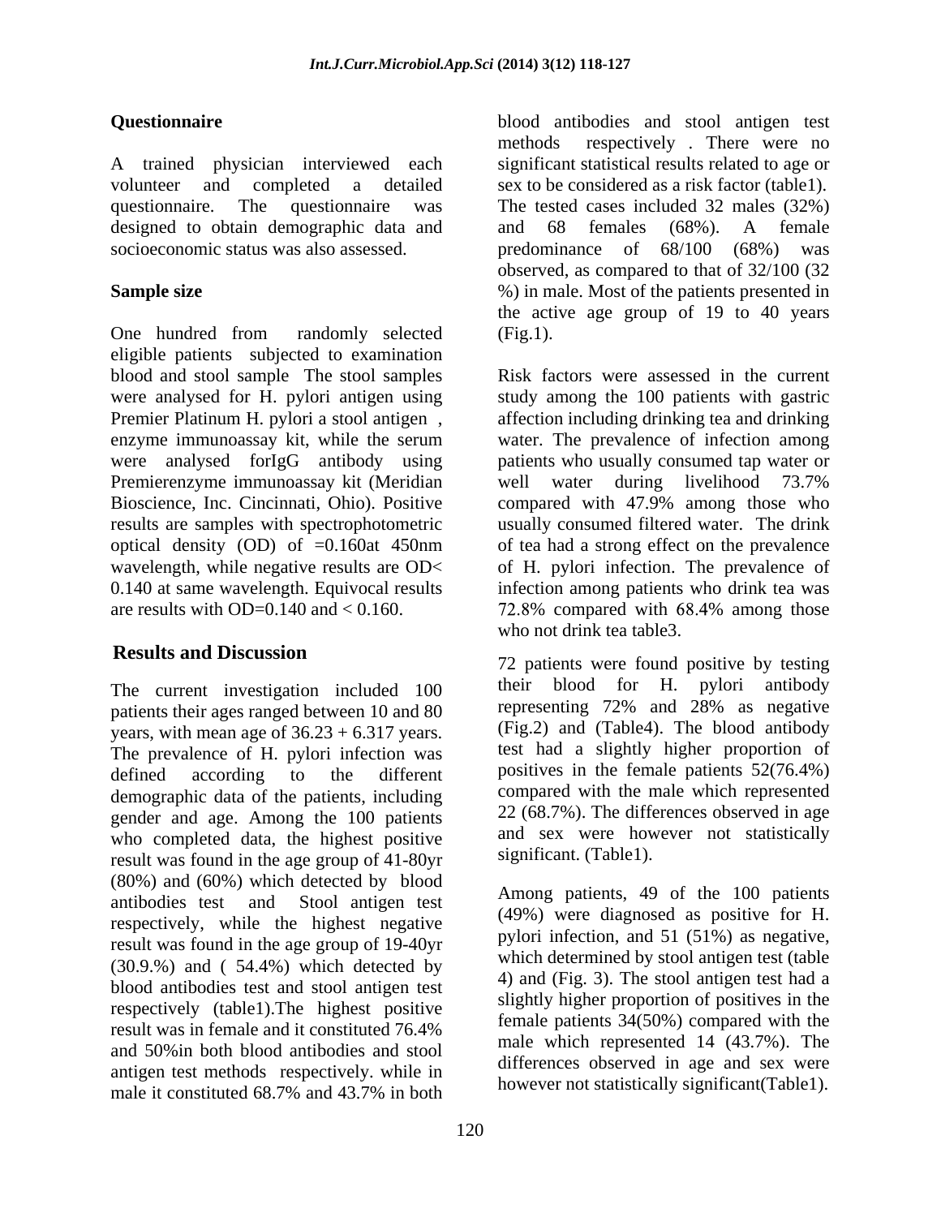## Questionnaire

A trained physician interviewed each volunteer and completed a detailed questionnaire. The questionnaire was designed to obtain demographic data and socioeconomic status was also assessed.

## Sample size

One hundred from randomly selected eligible patients subjected to examination blood and stool sample The stool samples were analysed for H. pylori antigen using Premier Platinum H. pylori a stool antigen , enzyme immunoassay kit, while the serum were analysed forIgG antibody using Premierenzyme immunoassay kit (Meridian Bioscience, Inc. Cincinnati, Ohio). Positive results are samples with spectrophotometric optical density (OD) of =0.160at 450nm wavelength, while negative results are OD< 0.140 at same wavelength. Equivocal results are results with OD=0.140 and < 0.160.

## Results and Discussion

The current investigation included 100 patients their ages ranged between 10 and 80 years, with mean age of 36.23 + 6.317 years. The prevalence of H. pylori infection was defined according to the different demographic data of the patients, including gender and age. Among the 100 patients who completed data, the highest positive result was found in the age group of 41-80yr (80%) and (60%) which detected by blood antibodies test and Stool antigen test respectively, while the highest negative result was found in the age group of 19-40yr (30.9.%) and ( 54.4%) which detected by blood antibodies test and stool antigen test respectively (table1).The highest positive result was in female and it constituted 76.4% and 50%in both blood antibodies and stool antigen test methods respectively. while in male it constituted 68.7% and 43.7% in both blood antibodies and stool antigen test methods respectively . There were no significant statistical results related to age or sex to be considered as a risk factor (table1). The tested cases included 32 males (32%) and 68 females (68%). A female predominance of 68/100 (68%) was observed, as compared to that of 32/100 (32 %) in male. Most of the patients presented in the active age group of 19 to 40 years (Fig.1).

Risk factors were assessed in the current study among the 100 patients with gastric affection including drinking tea and drinking water. The prevalence of infection among patients who usually consumed tap water or well water during livelihood 73.7% compared with 47.9% among those who usually consumed filtered water. The drink of tea had a strong effect on the prevalence of H. pylori infection. The prevalence of infection among patients who drink tea was 72.8% compared with 68.4% among those who not drink tea table3.

72 patients were found positive by testing their blood for H. pylori antibody representing 72% and 28% as negative (Fig.2) and (Table4). The blood antibody test had a slightly higher proportion of positives in the female patients 52(76.4%) compared with the male which represented 22 (68.7%). The differences observed in age and sex were however not statistically significant. (Table1).

Among patients, 49 of the 100 patients (49%) were diagnosed as positive for H. pylori infection, and 51 (51%) as negative, which determined by stool antigen test (table 4) and (Fig. 3). The stool antigen test had a slightly higher proportion of positives in the female patients 34(50%) compared with the male which represented 14 (43.7%). The differences observed in age and sex were however not statistically significant(Table1).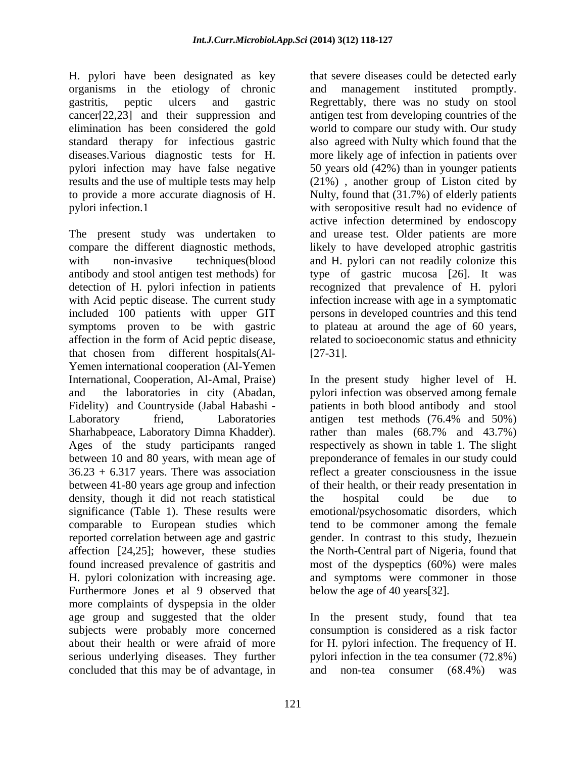H. pylori have been designated as key organisms in the etiology of chronic gastritis, peptic ulcers and gastric cancer[22,23] and their suppression and elimination has been considered the gold standard therapy for infectious gastric diseases.Various diagnostic tests for H. pylori infection may have false negative results and the use of multiple tests may help to provide a more accurate diagnosis of H. pylori infection.1

The present study was undertaken to compare the different diagnostic methods, with non-invasive techniques(blood antibody and stool antigen test methods) for detection of H. pylori infection in patients with Acid peptic disease. The current study included 100 patients with upper GIT symptoms proven to be with gastric affection in the form of Acid peptic disease, that chosen from different hospitals(Al-Yemen international cooperation (Al-Yemen International, Cooperation, Al-Amal, Praise) and the laboratories in city (Abadan, Fidelity) and Countryside (Jabal Habashi - Laboratory friend, Laboratories Sharhabpeace, Laboratory Dimna Khadder). Ages of the study participants ranged between 10 and 80 years, with mean age of 36.23 + 6.317 years. There was association between 41-80 years age group and infection density, though it did not reach statistical significance (Table 1). These results were comparable to European studies which reported correlation between age and gastric affection [24,25]; however, these studies found increased prevalence of gastritis and H. pylori colonization with increasing age. Furthermore Jones et al 9 observed that more complaints of dyspepsia in the older age group and suggested that the older subjects were probably more concerned about their health or were afraid of more serious underlying diseases. They further concluded that this may be of advantage, in that severe diseases could be detected early and management instituted promptly. Regrettably, there was no study on stool antigen test from developing countries of the world to compare our study with. Our study also agreed with Nulty which found that the more likely age of infection in patients over 50 years old (42%) than in younger patients (21%) , another group of Liston cited by Nulty, found that (31.7%) of elderly patients with seropositive result had no evidence of active infection determined by endoscopy and urease test. Older patients are more likely to have developed atrophic gastritis and H. pylori can not readily colonize this type of gastric mucosa [26]. It was recognized that prevalence of H. pylori infection increase with age in a symptomatic persons in developed countries and this tend to plateau at around the age of 60 years, related to socioeconomic status and ethnicity [27-31].

In the present study higher level of H. pylori infection was observed among female patients in both blood antibody and stool antigen test methods (76.4% and 50%) rather than males (68.7% and 43.7%) respectively as shown in table 1. The slight preponderance of females in our study could reflect a greater consciousness in the issue of their health, or their ready presentation in the hospital could be due to emotional/psychosomatic disorders, which tend to be commoner among the female gender. In contrast to this study, Ihezuein the North-Central part of Nigeria, found that most of the dyspeptics (60%) were males and symptoms were commoner in those below the age of 40 years[32].

In the present study, found that tea consumption is considered as a risk factor for H. pylori infection. The frequency of H. pylori infection in the tea consumer (72.8%) and non-tea consumer (68.4%) was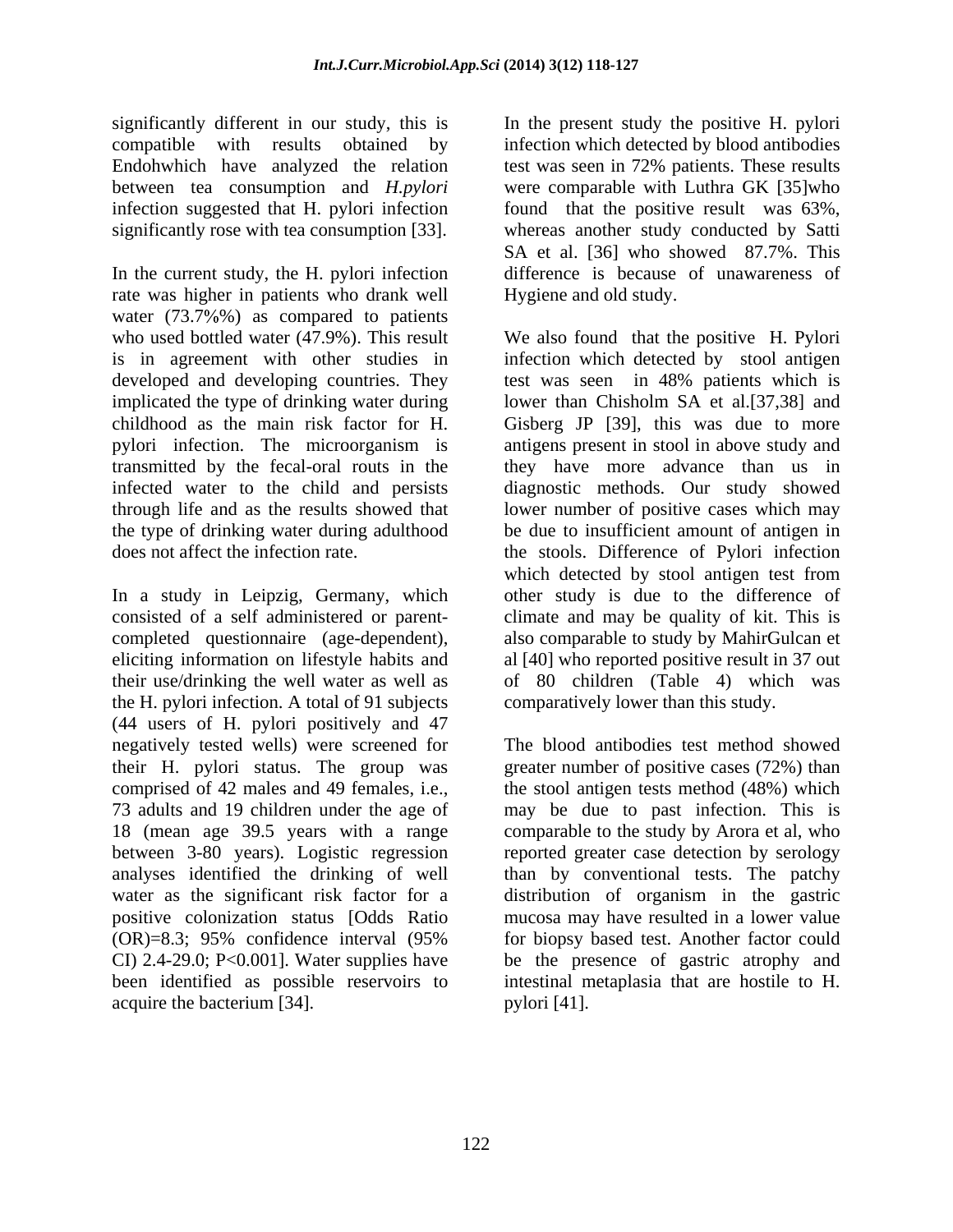significantly different in our study, this is compatible with results obtained by Endohwhich have analyzed the relation between tea consumption and *H.pylori* infection suggested that H. pylori infection significantly rose with tea consumption [33].

In the current study, the H. pylori infection rate was higher in patients who drank well water (73.7%%) as compared to patients who used bottled water (47.9%). This result is in agreement with other studies in developed and developing countries. They implicated the type of drinking water during childhood as the main risk factor for H. pylori infection. The microorganism is transmitted by the fecal-oral routs in the infected water to the child and persists through life and as the results showed that the type of drinking water during adulthood does not affect the infection rate.

In a study in Leipzig, Germany, which consisted of a self administered or parent-completed questionnaire (age-dependent), eliciting information on lifestyle habits and their use/drinking the well water as well as the H. pylori infection. A total of 91 subjects (44 users of H. pylori positively and 47 negatively tested wells) were screened for their H. pylori status. The group was comprised of 42 males and 49 females, i.e., 73 adults and 19 children under the age of 18 (mean age 39.5 years with a range between 3-80 years). Logistic regression analyses identified the drinking of well water as the significant risk factor for a positive colonization status [Odds Ratio (OR)=8.3; 95% confidence interval (95% CI) 2.4-29.0; P<0.001]. Water supplies have been identified as possible reservoirs to acquire the bacterium [34].

In the present study the positive H. pylori infection which detected by blood antibodies test was seen in 72% patients. These results were comparable with Luthra GK [35]who found that the positive result was 63%, whereas another study conducted by Satti SA et al. [36] who showed 87.7%. This difference is because of unawareness of Hygiene and old study.

We also found that the positive H. Pylori infection which detected by stool antigen test was seen in 48% patients which is lower than Chisholm SA et al.[37,38] and Gisberg JP [39], this was due to more antigens present in stool in above study and they have more advance than us in diagnostic methods. Our study showed lower number of positive cases which may be due to insufficient amount of antigen in the stools. Difference of Pylori infection which detected by stool antigen test from other study is due to the difference of climate and may be quality of kit. This is also comparable to study by MahirGulcan et al [40] who reported positive result in 37 out of 80 children (Table 4) which was comparatively lower than this study.

The blood antibodies test method showed greater number of positive cases (72%) than the stool antigen tests method (48%) which may be due to past infection. This is comparable to the study by Arora et al, who reported greater case detection by serology than by conventional tests. The patchy distribution of organism in the gastric mucosa may have resulted in a lower value for biopsy based test. Another factor could be the presence of gastric atrophy and intestinal metaplasia that are hostile to H. pylori [41].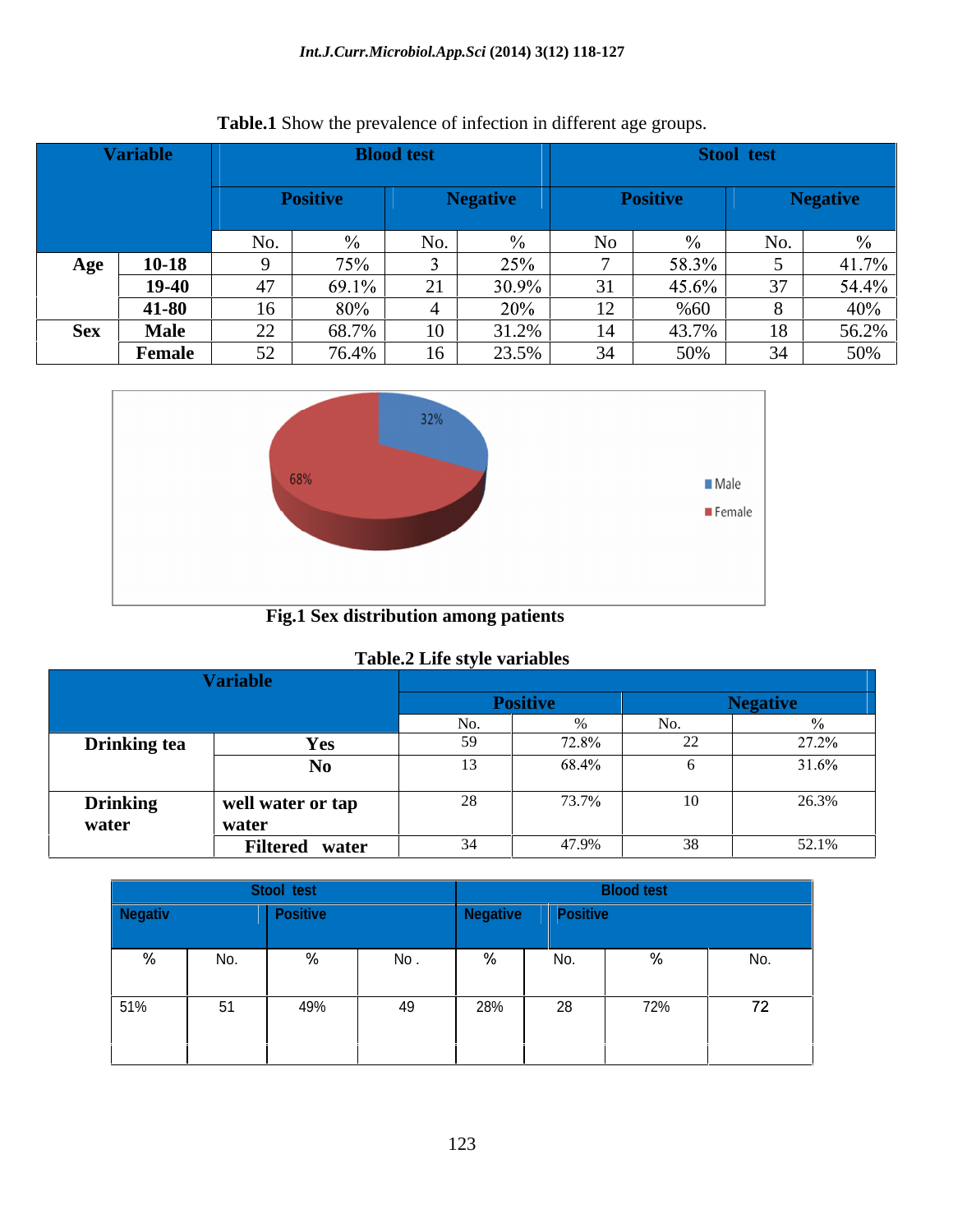**Table.1** Show the prevalence of infection in different age groups.

| Variable | | Blood test | | | | Stool test | | | |
|---|---|---|---|---|---|---|---|---|---|
| | | Positive | | Negative | | Positive | | Negative | |
| | | No. | % | No. | % | No | % | No. | % |
| Age | 10-18 | 9 | 75% | 3 | 25% | 7 | 58.3% | 5 | 41.7% |
| | 19-40 | 47 | 69.1% | 21 | 30.9% | 31 | 45.6% | 37 | 54.4% |
| | 41-80 | 16 | 80% | 4 | 20% | 12 | %60 | 8 | 40% |
| Sex | Male | 22 | 68.7% | 10 | 31.2% | 14 | 43.7% | 18 | 56.2% |
| | Female | 52 | 76.4% | 16 | 23.5% | 34 | 50% | 34 | 50% |

**Fig.1 Sex distribution among patients**

**Table.2 Life style variables**

| Variable | | Positive | | Negative | |
|---|---|---|---|---|---|
| | | No. | % | No. | % |
| Drinking tea | Yes | 59 | 72.8% | 22 | 27.2% |
| | No | 13 | 68.4% | 6 | 31.6% |
| Drinking water | well water or tap water | 28 | 73.7% | 10 | 26.3% |
| | Filtered water | 34 | 47.9% | 38 | 52.1% |

| Stool test | | | | Blood test | | | |
|---|---|---|---|---|---|---|---|
| Negativ | | Positive | | Negative | | Positive | |
| % | No. | % | No . | % | No. | % | No. |
| 51% | 51 | 49% | 49 | 28% | 28 | 72% | 72 |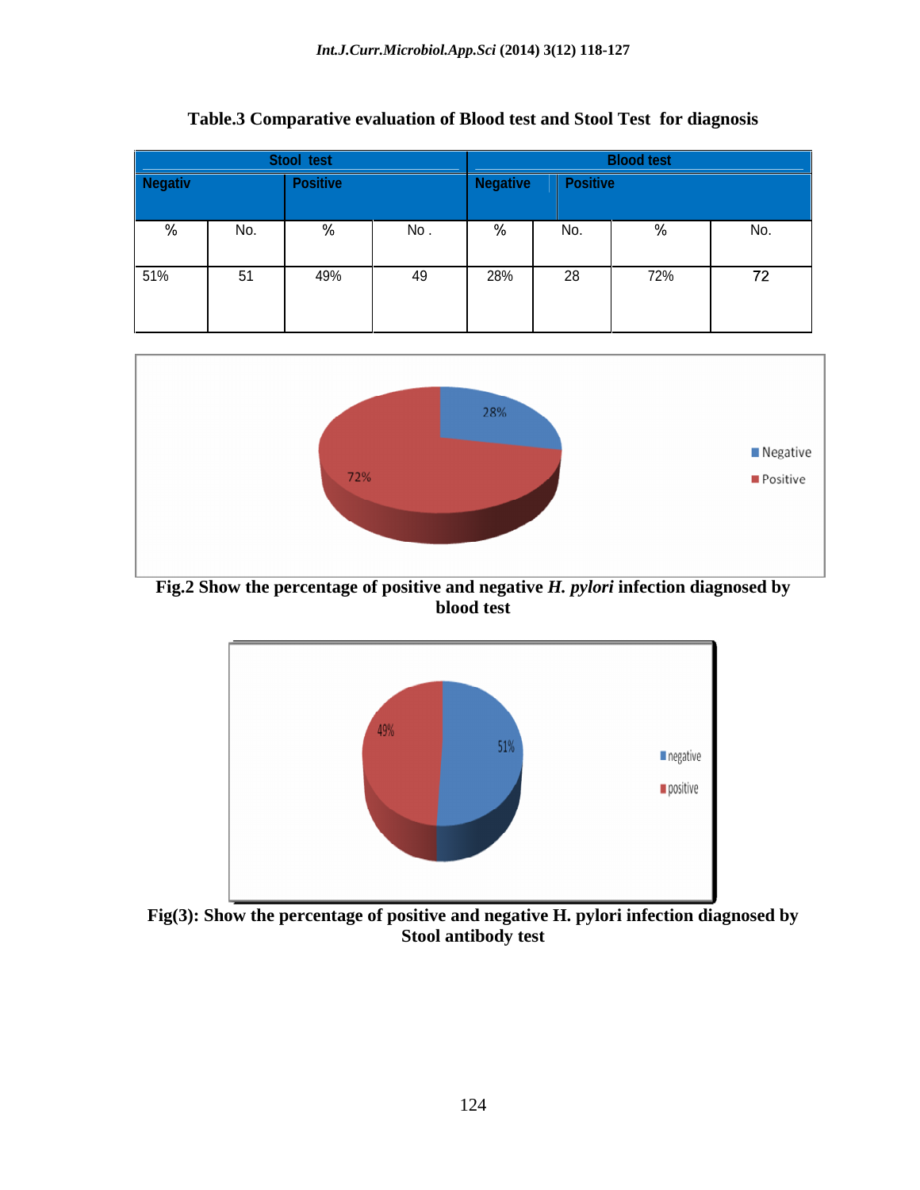**Table.3 Comparative evaluation of Blood test and Stool Test for diagnosis**

| Stool test | | | | Blood test | | | |
|---|---|---|---|---|---|---|---|
| Negativ | | Positive | | Negative | | Positive | |
| % | No. | % | No . | % | No. | % | No. |
| 51% | 51 | 49% | 49 | 28% | 28 | 72% | 72 |

**Fig.2 Show the percentage of positive and negative *H. pylori* infection diagnosed by blood test**

**Fig(3): Show the percentage of positive and negative H. pylori infection diagnosed by Stool antibody test**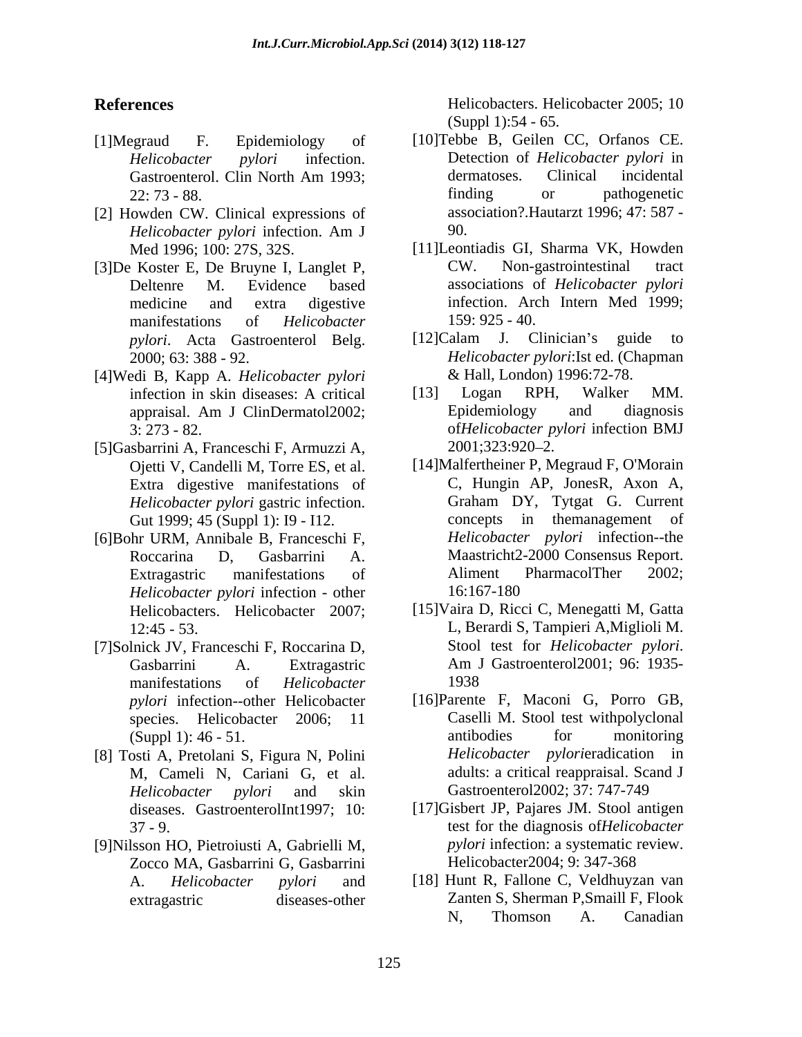## References

[1]Megraud F. Epidemiology of *Helicobacter pylori* infection. Gastroenterol. Clin North Am 1993; 22: 73 - 88.

[2] Howden CW. Clinical expressions of *Helicobacter pylori* infection. Am J Med 1996; 100: 27S, 32S.

[3]De Koster E, De Bruyne I, Langlet P, Deltenre M. Evidence based medicine and extra digestive manifestations of *Helicobacter pylori*. Acta Gastroenterol Belg. 2000; 63: 388 - 92.

[4]Wedi B, Kapp A. *Helicobacter pylori* infection in skin diseases: A critical appraisal. Am J ClinDermatol2002; 3: 273 - 82.

[5]Gasbarrini A, Franceschi F, Armuzzi A, Ojetti V, Candelli M, Torre ES, et al. Extra digestive manifestations of *Helicobacter pylori* gastric infection. Gut 1999; 45 (Suppl 1): I9 - I12.

[6]Bohr URM, Annibale B, Franceschi F, Roccarina D, Gasbarrini A. Extragastric manifestations of *Helicobacter pylori* infection - other Helicobacters. Helicobacter 2007; 12:45 - 53.

[7]Solnick JV, Franceschi F, Roccarina D, Gasbarrini A. Extragastric manifestations of *Helicobacter pylori* infection--other Helicobacter species. Helicobacter 2006; 11 (Suppl 1): 46 - 51.

[8] Tosti A, Pretolani S, Figura N, Polini M, Cameli N, Cariani G, et al. *Helicobacter pylori* and skin diseases. GastroenterolInt1997; 10: 37 - 9.

[9]Nilsson HO, Pietroiusti A, Gabrielli M, Zocco MA, Gasbarrini G, Gasbarrini A. *Helicobacter pylori* and extragastric diseases-other Helicobacters. Helicobacter 2005; 10 (Suppl 1):54 - 65.

[10]Tebbe B, Geilen CC, Orfanos CE. Detection of *Helicobacter pylori* in dermatoses. Clinical incidental finding or pathogenetic association?.Hautarzt 1996; 47: 587 - 90.

[11]Leontiadis GI, Sharma VK, Howden CW. Non-gastrointestinal tract associations of *Helicobacter pylori* infection. Arch Intern Med 1999; 159: 925 - 40.

[12]Calam J. Clinician's guide to *Helicobacter pylori*:Ist ed. (Chapman & Hall, London) 1996:72-78.

[13] Logan RPH, Walker MM. Epidemiology and diagnosis of*Helicobacter pylori* infection BMJ 2001;323:920–2.

[14]Malfertheiner P, Megraud F, O'Morain C, Hungin AP, JonesR, Axon A, Graham DY, Tytgat G. Current concepts in themanagement of *Helicobacter pylori* infection--the Maastricht2-2000 Consensus Report. Aliment PharmacolTher 2002; 16:167-180

[15]Vaira D, Ricci C, Menegatti M, Gatta L, Berardi S, Tampieri A,Miglioli M. Stool test for *Helicobacter pylori*. Am J Gastroenterol2001; 96: 1935-1938

[16]Parente F, Maconi G, Porro GB, Caselli M. Stool test withpolyclonal antibodies for monitoring *Helicobacter pylori*eradication in adults: a critical reappraisal. Scand J Gastroenterol2002; 37: 747-749

[17]Gisbert JP, Pajares JM. Stool antigen test for the diagnosis of*Helicobacter pylori* infection: a systematic review. Helicobacter2004; 9: 347-368

[18] Hunt R, Fallone C, Veldhuyzan van Zanten S, Sherman P,Smaill F, Flook N, Thomson A. Canadian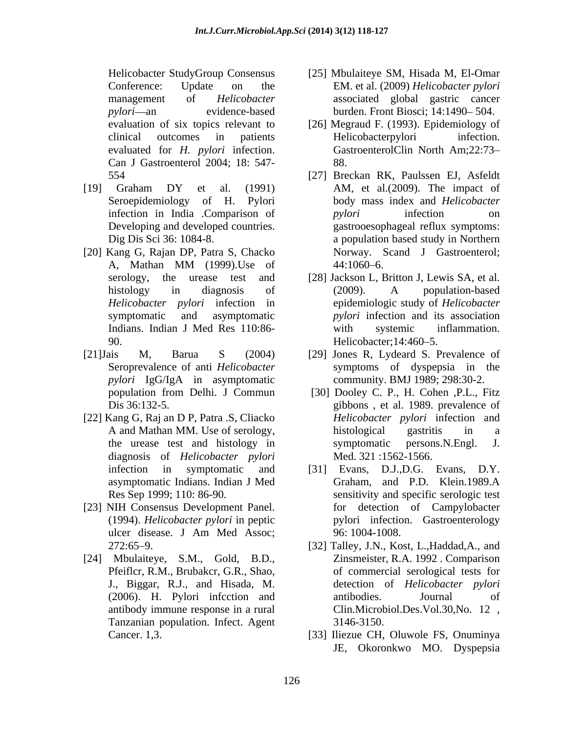Helicobacter StudyGroup Consensus Conference: Update on the management of *Helicobacter pylori*—an evidence-based evaluation of six topics relevant to clinical outcomes in patients evaluated for *H. pylori* infection. Can J Gastroenterol 2004; 18: 547-554

[19] Graham DY et al. (1991) Seroepidemiology of H. Pylori infection in India .Comparison of Developing and developed countries. Dig Dis Sci 36: 1084-8.

[20] Kang G, Rajan DP, Patra S, Chacko A, Mathan MM (1999).Use of serology, the urease test and histology in diagnosis of *Helicobacter pylori* infection in symptomatic and asymptomatic Indians. Indian J Med Res 110:86-90.

[21]Jais M, Barua S (2004) Seroprevalence of anti *Helicobacter pylori* IgG/IgA in asymptomatic population from Delhi. J Commun Dis 36:132-5.

[22] Kang G, Raj an D P, Patra .S, Cliacko A and Mathan MM. Use of serology, the urease test and histology in diagnosis of *Helicobacter pylori* infection in symptomatic and asymptomatic Indians. Indian J Med Res Sep 1999; 110: 86-90.

[23] NIH Consensus Development Panel. (1994). *Helicobacter pylori* in peptic ulcer disease. J Am Med Assoc; 272:65–9.

[24] Mbulaiteye, S.M., Gold, B.D., Pfeiflcr, R.M., Brubakcr, G.R., Shao, J., Biggar, R.J., and Hisada, M. (2006). H. Pylori infcction and antibody immune response in a rural Tanzanian population. Infect. Agent Cancer. 1,3.

[25] Mbulaiteye SM, Hisada M, El-Omar EM. et al. (2009) *Helicobacter pylori* associated global gastric cancer burden. Front Biosci; 14:1490– 504.

[26] Megraud F. (1993). Epidemiology of Helicobacterpylori infection. GastroenterolClin North Am;22:73–88.

[27] Breckan RK, Paulssen EJ, Asfeldt AM, et al.(2009). The impact of body mass index and *Helicobacter pylori* infection on gastrooesophageal reflux symptoms: a population based study in Northern Norway. Scand J Gastroenterol; 44:1060–6.

[28] Jackson L, Britton J, Lewis SA, et al. (2009). A population-based epidemiologic study of *Helicobacter pylori* infection and its association with systemic inflammation. Helicobacter;14:460–5.

[29] Jones R, Lydeard S. Prevalence of symptoms of dyspepsia in the community. BMJ 1989; 298:30-2.

[30] Dooley C. P., H. Cohen ,P.L., Fitz gibbons , et al. 1989. prevalence of *Helicobacter pylori* infection and histological gastritis in a symptomatic persons.N.Engl. J. Med. 321 :1562-1566.

[31] Evans, D.J.,D.G. Evans, D.Y. Graham, and P.D. Klein.1989.A sensitivity and specific serologic test for detection of Campylobacter pylori infection. Gastroenterology 96: 1004-1008.

[32] Talley, J.N., Kost, L.,Haddad,A., and Zinsmeister, R.A. 1992 . Comparison of commercial serological tests for detection of *Helicobacter pylori* antibodies. Journal of Clin.Microbiol.Des.Vol.30,No. 12 , 3146-3150.

[33] Iliezue CH, Oluwole FS, Onuminya JE, Okoronkwo MO. Dyspepsia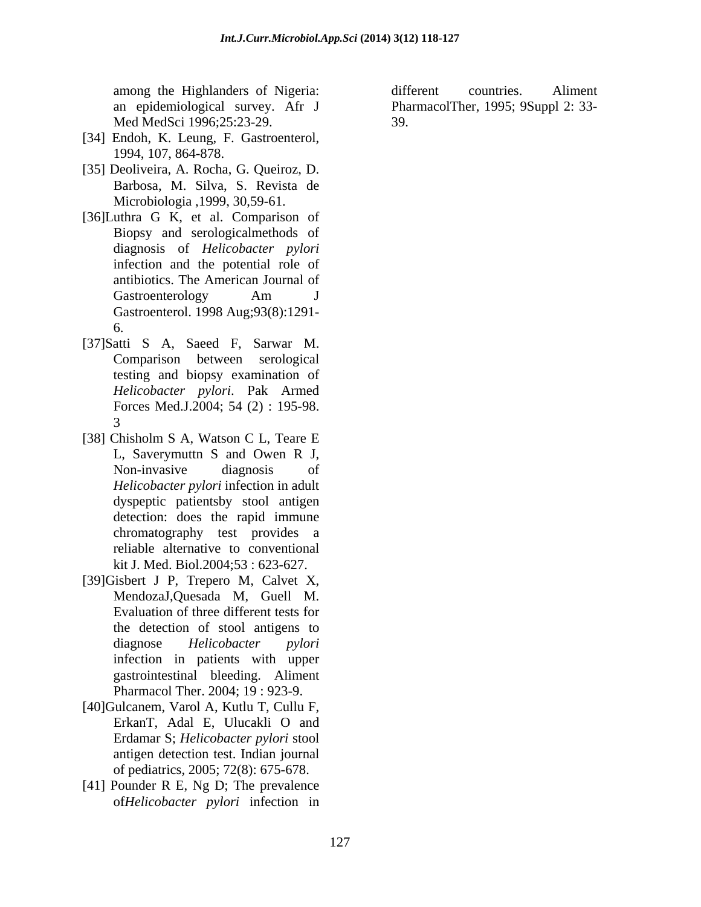among the Highlanders of Nigeria: an epidemiological survey. Afr J Med MedSci 1996;25:23-29.

[34] Endoh, K. Leung, F. Gastroenterol, 1994, 107, 864-878.

[35] Deoliveira, A. Rocha, G. Queiroz, D. Barbosa, M. Silva, S. Revista de Microbiologia ,1999, 30,59-61.

[36]Luthra G K, et al. Comparison of Biopsy and serologicalmethods of diagnosis of *Helicobacter pylori* infection and the potential role of antibiotics. The American Journal of Gastroenterology Am J Gastroenterol. 1998 Aug;93(8):1291-6.

[37]Satti S A, Saeed F, Sarwar M. Comparison between serological testing and biopsy examination of *Helicobacter pylori*. Pak Armed Forces Med.J.2004; 54 (2) : 195-98. 3

[38] Chisholm S A, Watson C L, Teare E L, Saverymuttn S and Owen R J, Non-invasive diagnosis of *Helicobacter pylori* infection in adult dyspeptic patientsby stool antigen detection: does the rapid immune chromatography test provides a reliable alternative to conventional kit J. Med. Biol.2004;53 : 623-627.

[39]Gisbert J P, Trepero M, Calvet X, MendozaJ,Quesada M, Guell M. Evaluation of three different tests for the detection of stool antigens to diagnose *Helicobacter pylori* infection in patients with upper gastrointestinal bleeding. Aliment Pharmacol Ther. 2004; 19 : 923-9.

[40]Gulcanem, Varol A, Kutlu T, Cullu F, ErkanT, Adal E, Ulucakli O and Erdamar S; *Helicobacter pylori* stool antigen detection test. Indian journal of pediatrics, 2005; 72(8): 675-678.

[41] Pounder R E, Ng D; The prevalence of*Helicobacter pylori* infection in different countries. Aliment PharmacolTher, 1995; 9Suppl 2: 33-39.